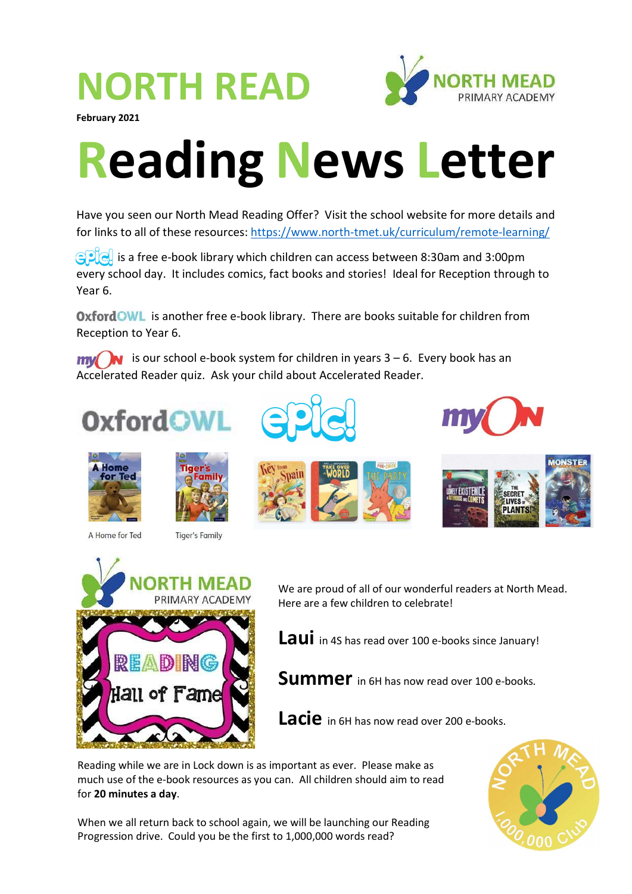# NORTH READ

**February 2021**

# Reading News Letter

Have you seen our North Mead Reading Offer? Visit the school website for more details and for links to all of these resources: https://www.north-tmet.uk/curriculum/remote-learning/

epic! is a free e-book library which children can access between 8:30am and 3:00pm every school day. It includes comics, fact books and stories! Ideal for Reception through to Year 6.

OxfordOWL is another free e-book library. There are books suitable for children from Reception to Year 6.

myON is our school e-book system for children in years 3 – 6. Every book has an Accelerated Reader quiz. Ask your child about Accelerated Reader.

A Home for Ted

Tiger's Family

We are proud of all of our wonderful readers at North Mead. Here are a few children to celebrate!

**Laui** in 4S has read over 100 e-books since January!

**Summer** in 6H has now read over 100 e-books.

**Lacie** in 6H has now read over 200 e-books.

Reading while we are in Lock down is as important as ever. Please make as much use of the e-book resources as you can. All children should aim to read for **20 minutes a day**.

When we all return back to school again, we will be launching our Reading Progression drive. Could you be the first to 1,000,000 words read?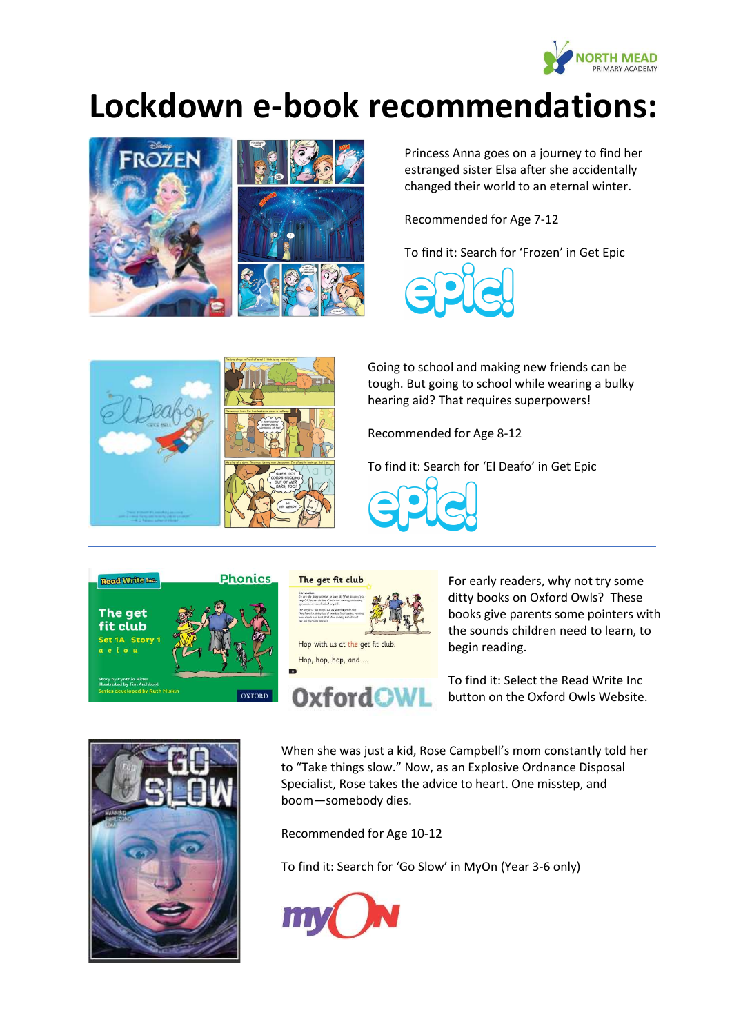# Lockdown e-book recommendations:

Princess Anna goes on a journey to find her estranged sister Elsa after she accidentally changed their world to an eternal winter.

Recommended for Age 7-12

To find it: Search for 'Frozen' in Get Epic

---

Going to school and making new friends can be tough. But going to school while wearing a bulky hearing aid? That requires superpowers!

Recommended for Age 8-12

To find it: Search for 'El Deafo' in Get Epic

---

For early readers, why not try some ditty books on Oxford Owls? These books give parents some pointers with the sounds children need to learn, to begin reading.

To find it: Select the Read Write Inc button on the Oxford Owls Website.

---

When she was just a kid, Rose Campbell's mom constantly told her to "Take things slow." Now, as an Explosive Ordnance Disposal Specialist, Rose takes the advice to heart. One misstep, and boom—somebody dies.

Recommended for Age 10-12

To find it: Search for 'Go Slow' in MyOn (Year 3-6 only)